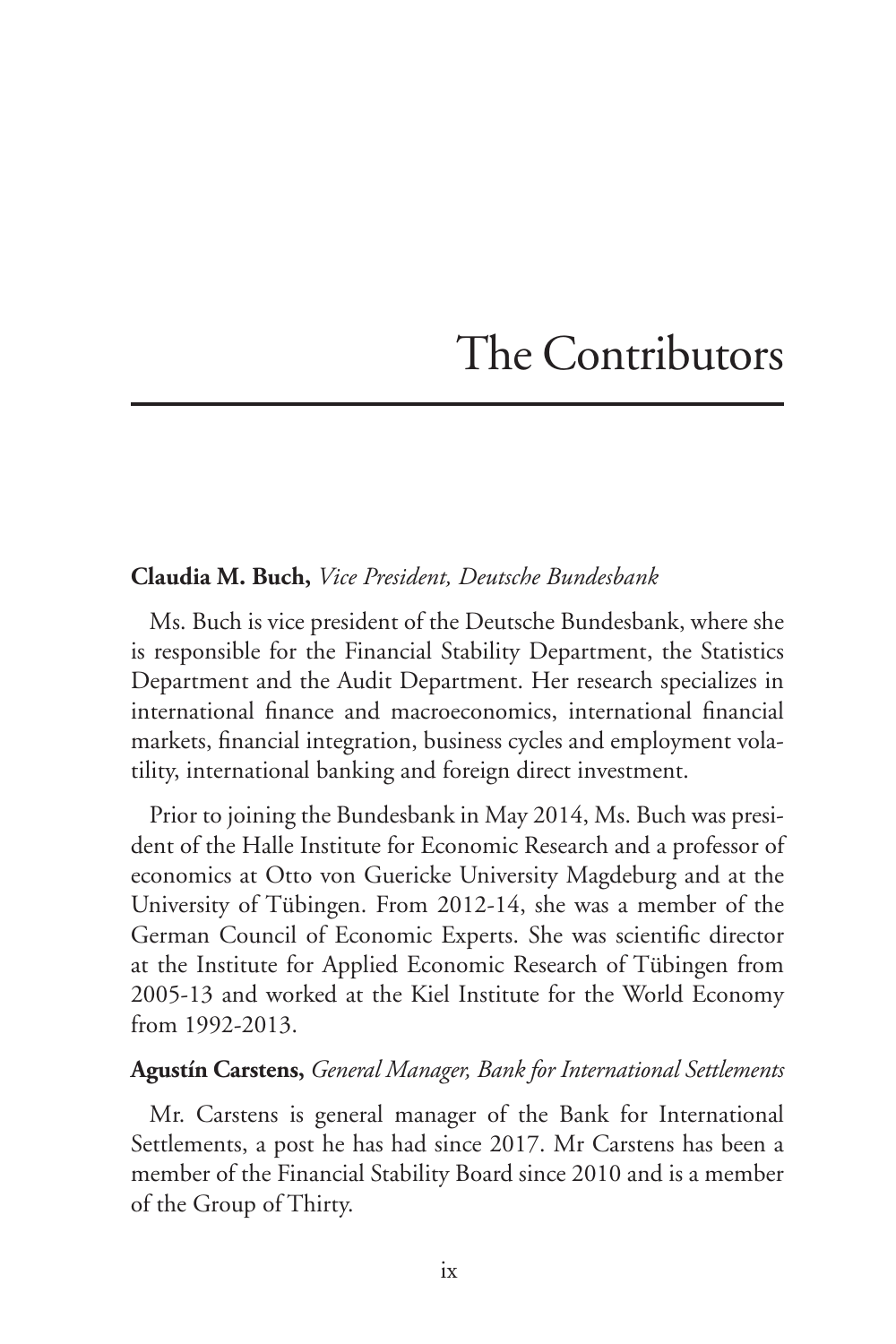# The Contributors

**Claudia M. Buch,** *Vice President, Deutsche Bundesbank*

Ms. Buch is vice president of the Deutsche Bundesbank, where she is responsible for the Financial Stability Department, the Statistics Department and the Audit Department. Her research specializes in international finance and macroeconomics, international financial markets, financial integration, business cycles and employment volatility, international banking and foreign direct investment.

Prior to joining the Bundesbank in May 2014, Ms. Buch was president of the Halle Institute for Economic Research and a professor of economics at Otto von Guericke University Magdeburg and at the University of Tübingen. From 2012-14, she was a member of the German Council of Economic Experts. She was scientific director at the Institute for Applied Economic Research of Tübingen from 2005-13 and worked at the Kiel Institute for the World Economy from 1992-2013.

**Agustín Carstens,** *General Manager, Bank for International Settlements*

Mr. Carstens is general manager of the Bank for International Settlements, a post he has had since 2017. Mr Carstens has been a member of the Financial Stability Board since 2010 and is a member of the Group of Thirty.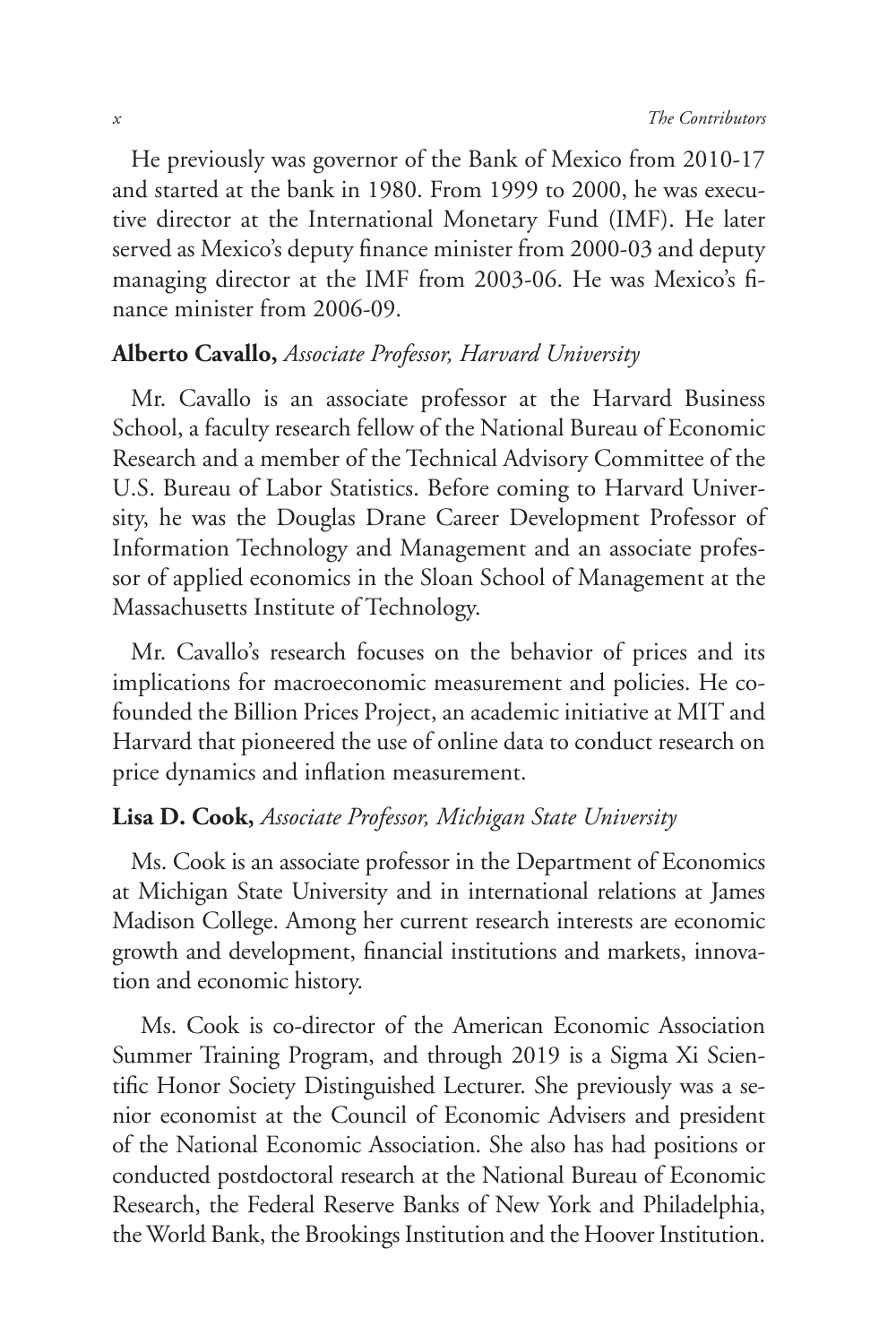He previously was governor of the Bank of Mexico from 2010-17 and started at the bank in 1980. From 1999 to 2000, he was executive director at the International Monetary Fund (IMF). He later served as Mexico's deputy finance minister from 2000-03 and deputy managing director at the IMF from 2003-06. He was Mexico's finance minister from 2006-09.

**Alberto Cavallo,** *Associate Professor, Harvard University*

Mr. Cavallo is an associate professor at the Harvard Business School, a faculty research fellow of the National Bureau of Economic Research and a member of the Technical Advisory Committee of the U.S. Bureau of Labor Statistics. Before coming to Harvard University, he was the Douglas Drane Career Development Professor of Information Technology and Management and an associate professor of applied economics in the Sloan School of Management at the Massachusetts Institute of Technology.

Mr. Cavallo's research focuses on the behavior of prices and its implications for macroeconomic measurement and policies. He cofounded the Billion Prices Project, an academic initiative at MIT and Harvard that pioneered the use of online data to conduct research on price dynamics and inflation measurement.

**Lisa D. Cook,** *Associate Professor, Michigan State University*

Ms. Cook is an associate professor in the Department of Economics at Michigan State University and in international relations at James Madison College. Among her current research interests are economic growth and development, financial institutions and markets, innovation and economic history.

Ms. Cook is co-director of the American Economic Association Summer Training Program, and through 2019 is a Sigma Xi Scientific Honor Society Distinguished Lecturer. She previously was a senior economist at the Council of Economic Advisers and president of the National Economic Association. She also has had positions or conducted postdoctoral research at the National Bureau of Economic Research, the Federal Reserve Banks of New York and Philadelphia, the World Bank, the Brookings Institution and the Hoover Institution.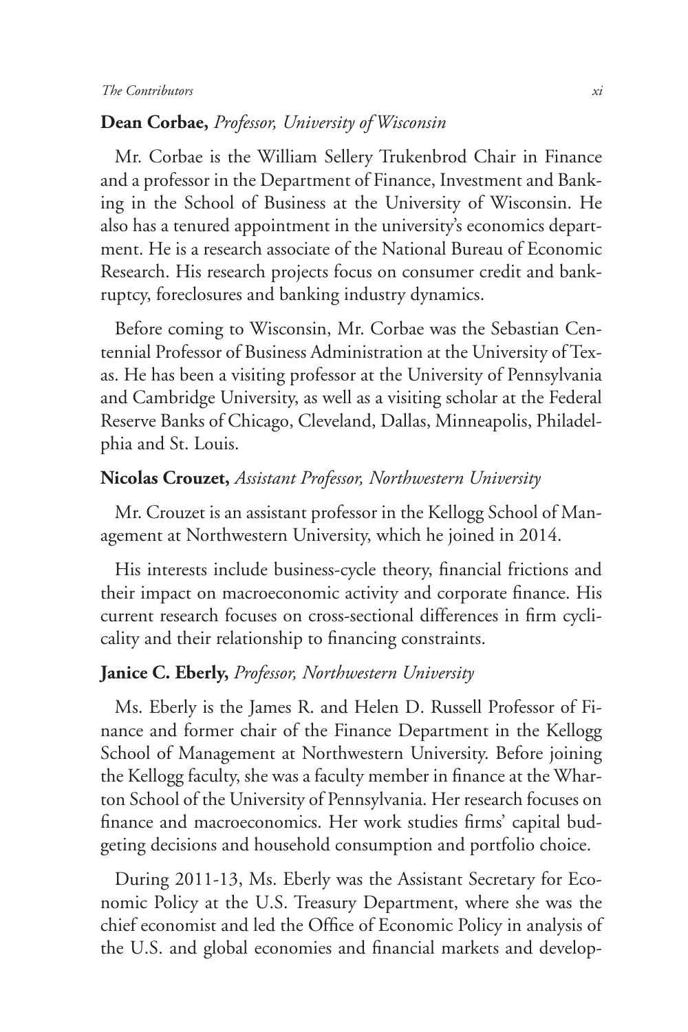**Dean Corbae,** *Professor, University of Wisconsin*

Mr. Corbae is the William Sellery Trukenbrod Chair in Finance and a professor in the Department of Finance, Investment and Banking in the School of Business at the University of Wisconsin. He also has a tenured appointment in the university's economics department. He is a research associate of the National Bureau of Economic Research. His research projects focus on consumer credit and bankruptcy, foreclosures and banking industry dynamics.

Before coming to Wisconsin, Mr. Corbae was the Sebastian Centennial Professor of Business Administration at the University of Texas. He has been a visiting professor at the University of Pennsylvania and Cambridge University, as well as a visiting scholar at the Federal Reserve Banks of Chicago, Cleveland, Dallas, Minneapolis, Philadelphia and St. Louis.

**Nicolas Crouzet,** *Assistant Professor, Northwestern University*

Mr. Crouzet is an assistant professor in the Kellogg School of Management at Northwestern University, which he joined in 2014.

His interests include business-cycle theory, financial frictions and their impact on macroeconomic activity and corporate finance. His current research focuses on cross-sectional differences in firm cyclicality and their relationship to financing constraints.

**Janice C. Eberly,** *Professor, Northwestern University*

Ms. Eberly is the James R. and Helen D. Russell Professor of Finance and former chair of the Finance Department in the Kellogg School of Management at Northwestern University. Before joining the Kellogg faculty, she was a faculty member in finance at the Wharton School of the University of Pennsylvania. Her research focuses on finance and macroeconomics. Her work studies firms' capital budgeting decisions and household consumption and portfolio choice.

During 2011-13, Ms. Eberly was the Assistant Secretary for Economic Policy at the U.S. Treasury Department, where she was the chief economist and led the Office of Economic Policy in analysis of the U.S. and global economies and financial markets and develop-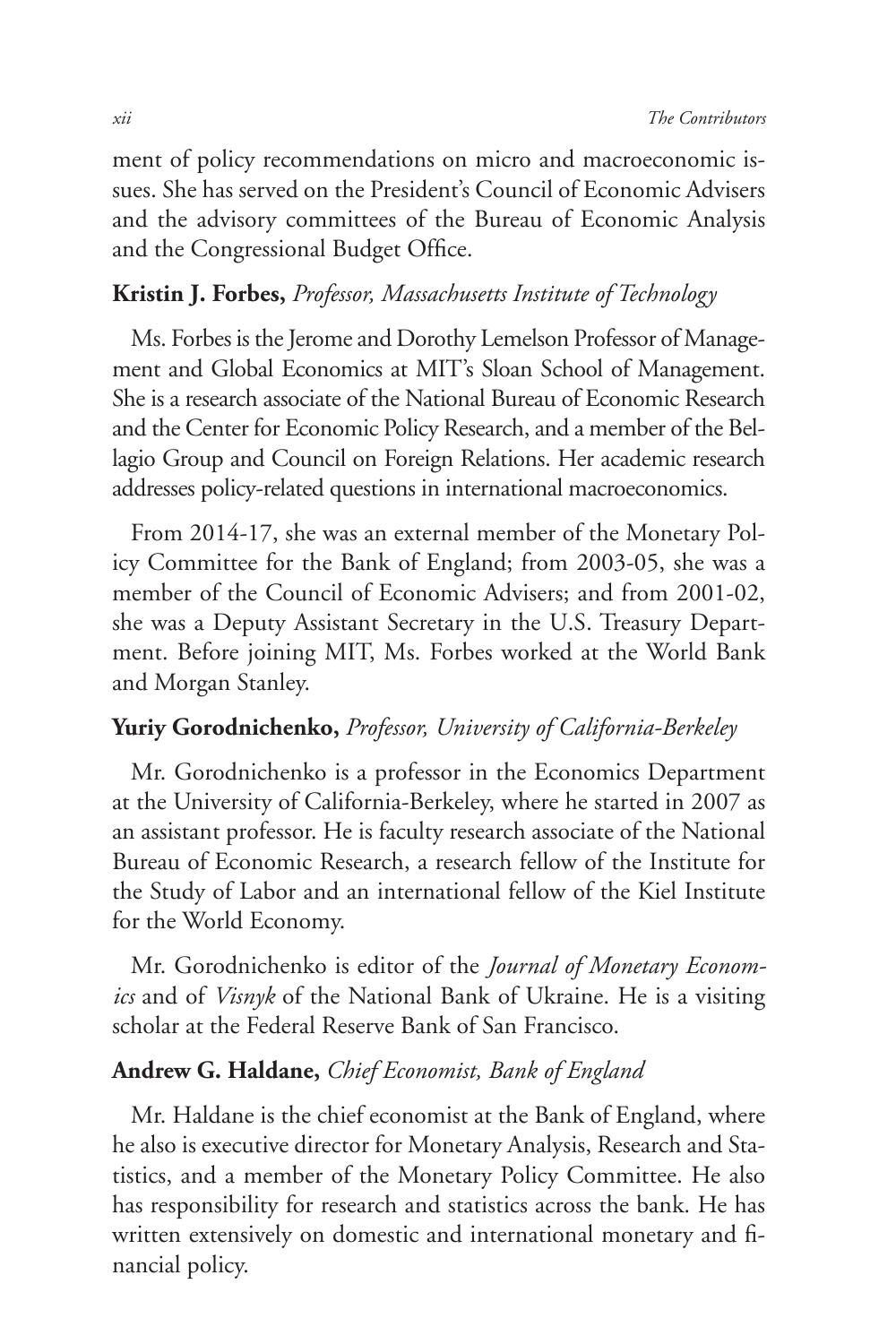ment of policy recommendations on micro and macroeconomic issues. She has served on the President's Council of Economic Advisers and the advisory committees of the Bureau of Economic Analysis and the Congressional Budget Office.

**Kristin J. Forbes,** *Professor, Massachusetts Institute of Technology*

Ms. Forbes is the Jerome and Dorothy Lemelson Professor of Management and Global Economics at MIT's Sloan School of Management. She is a research associate of the National Bureau of Economic Research and the Center for Economic Policy Research, and a member of the Bellagio Group and Council on Foreign Relations. Her academic research addresses policy-related questions in international macroeconomics.

From 2014-17, she was an external member of the Monetary Policy Committee for the Bank of England; from 2003-05, she was a member of the Council of Economic Advisers; and from 2001-02, she was a Deputy Assistant Secretary in the U.S. Treasury Department. Before joining MIT, Ms. Forbes worked at the World Bank and Morgan Stanley.

**Yuriy Gorodnichenko,** *Professor, University of California-Berkeley*

Mr. Gorodnichenko is a professor in the Economics Department at the University of California-Berkeley, where he started in 2007 as an assistant professor. He is faculty research associate of the National Bureau of Economic Research, a research fellow of the Institute for the Study of Labor and an international fellow of the Kiel Institute for the World Economy.

Mr. Gorodnichenko is editor of the *Journal of Monetary Economics* and of *Visnyk* of the National Bank of Ukraine. He is a visiting scholar at the Federal Reserve Bank of San Francisco.

**Andrew G. Haldane,** *Chief Economist, Bank of England*

Mr. Haldane is the chief economist at the Bank of England, where he also is executive director for Monetary Analysis, Research and Statistics, and a member of the Monetary Policy Committee. He also has responsibility for research and statistics across the bank. He has written extensively on domestic and international monetary and financial policy.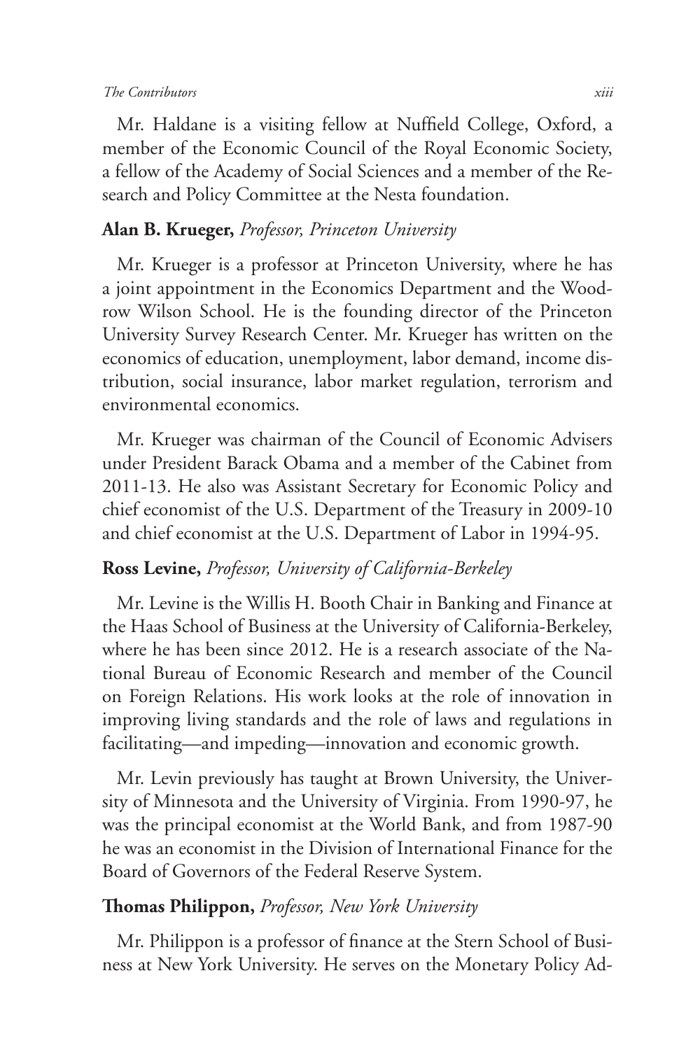Mr. Haldane is a visiting fellow at Nuffield College, Oxford, a member of the Economic Council of the Royal Economic Society, a fellow of the Academy of Social Sciences and a member of the Research and Policy Committee at the Nesta foundation.

**Alan B. Krueger,** *Professor, Princeton University*

Mr. Krueger is a professor at Princeton University, where he has a joint appointment in the Economics Department and the Woodrow Wilson School. He is the founding director of the Princeton University Survey Research Center. Mr. Krueger has written on the economics of education, unemployment, labor demand, income distribution, social insurance, labor market regulation, terrorism and environmental economics.

Mr. Krueger was chairman of the Council of Economic Advisers under President Barack Obama and a member of the Cabinet from 2011-13. He also was Assistant Secretary for Economic Policy and chief economist of the U.S. Department of the Treasury in 2009-10 and chief economist at the U.S. Department of Labor in 1994-95.

**Ross Levine,** *Professor, University of California-Berkeley*

Mr. Levine is the Willis H. Booth Chair in Banking and Finance at the Haas School of Business at the University of California-Berkeley, where he has been since 2012. He is a research associate of the National Bureau of Economic Research and member of the Council on Foreign Relations. His work looks at the role of innovation in improving living standards and the role of laws and regulations in facilitating—and impeding—innovation and economic growth.

Mr. Levin previously has taught at Brown University, the University of Minnesota and the University of Virginia. From 1990-97, he was the principal economist at the World Bank, and from 1987-90 he was an economist in the Division of International Finance for the Board of Governors of the Federal Reserve System.

**Thomas Philippon,** *Professor, New York University*

Mr. Philippon is a professor of finance at the Stern School of Business at New York University. He serves on the Monetary Policy Ad-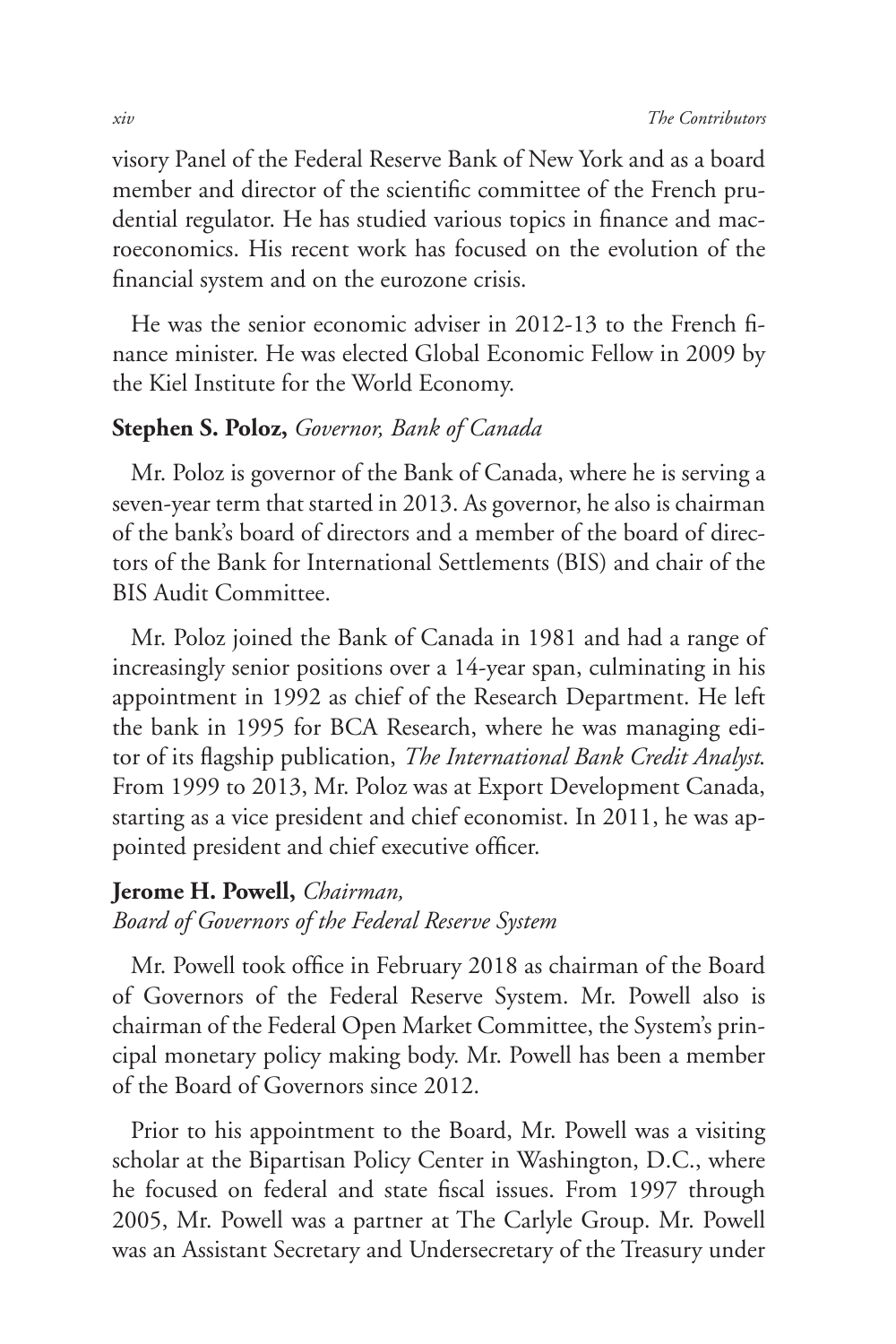visory Panel of the Federal Reserve Bank of New York and as a board member and director of the scientific committee of the French prudential regulator. He has studied various topics in finance and macroeconomics. His recent work has focused on the evolution of the financial system and on the eurozone crisis.

He was the senior economic adviser in 2012-13 to the French finance minister. He was elected Global Economic Fellow in 2009 by the Kiel Institute for the World Economy.

**Stephen S. Poloz,** *Governor, Bank of Canada*

Mr. Poloz is governor of the Bank of Canada, where he is serving a seven-year term that started in 2013. As governor, he also is chairman of the bank's board of directors and a member of the board of directors of the Bank for International Settlements (BIS) and chair of the BIS Audit Committee.

Mr. Poloz joined the Bank of Canada in 1981 and had a range of increasingly senior positions over a 14-year span, culminating in his appointment in 1992 as chief of the Research Department. He left the bank in 1995 for BCA Research, where he was managing editor of its flagship publication, *The International Bank Credit Analyst*. From 1999 to 2013, Mr. Poloz was at Export Development Canada, starting as a vice president and chief economist. In 2011, he was appointed president and chief executive officer.

**Jerome H. Powell,** *Chairman, Board of Governors of the Federal Reserve System*

Mr. Powell took office in February 2018 as chairman of the Board of Governors of the Federal Reserve System. Mr. Powell also is chairman of the Federal Open Market Committee, the System's principal monetary policy making body. Mr. Powell has been a member of the Board of Governors since 2012.

Prior to his appointment to the Board, Mr. Powell was a visiting scholar at the Bipartisan Policy Center in Washington, D.C., where he focused on federal and state fiscal issues. From 1997 through 2005, Mr. Powell was a partner at The Carlyle Group. Mr. Powell was an Assistant Secretary and Undersecretary of the Treasury under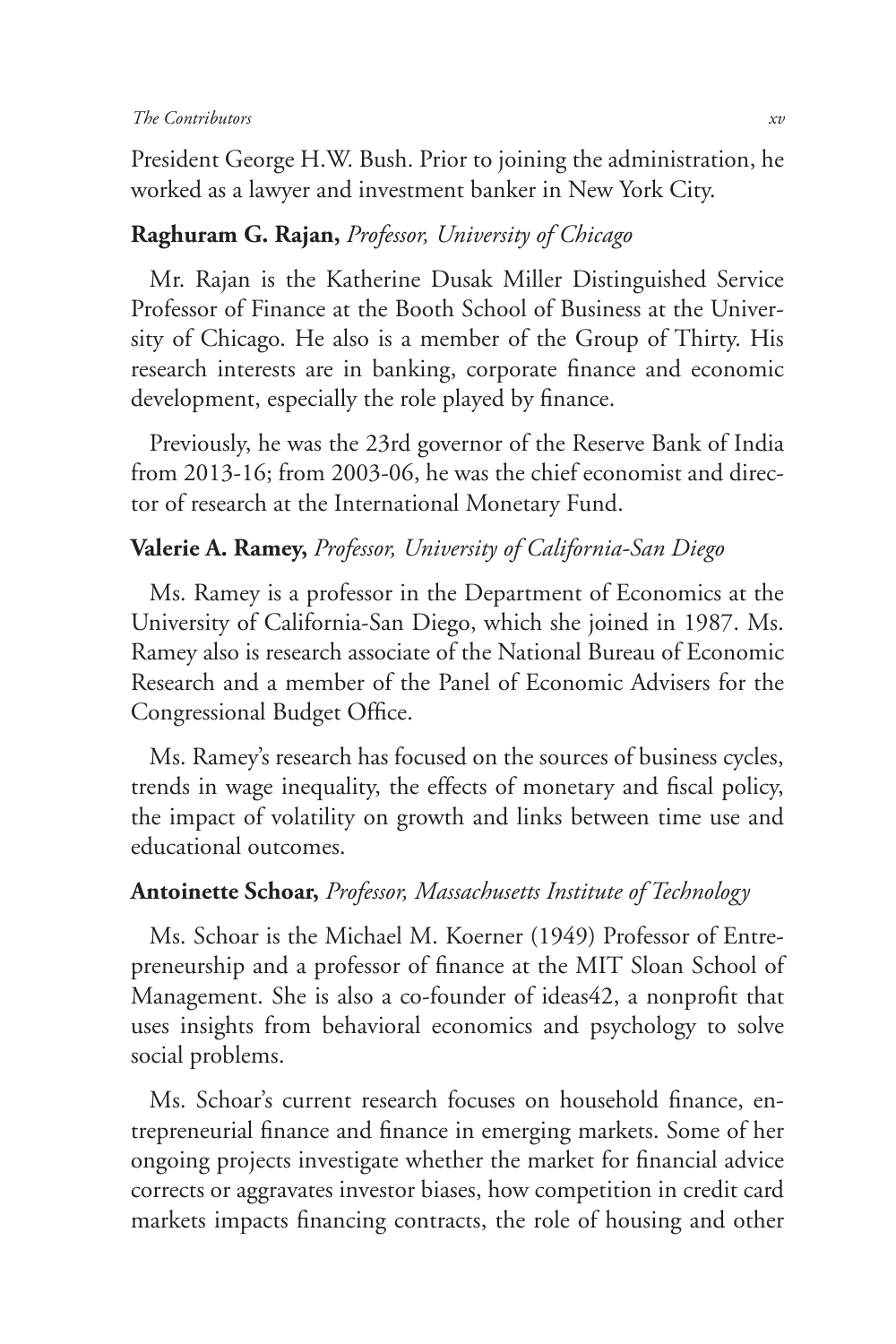President George H.W. Bush. Prior to joining the administration, he worked as a lawyer and investment banker in New York City.

**Raghuram G. Rajan,** *Professor, University of Chicago*

Mr. Rajan is the Katherine Dusak Miller Distinguished Service Professor of Finance at the Booth School of Business at the University of Chicago. He also is a member of the Group of Thirty. His research interests are in banking, corporate finance and economic development, especially the role played by finance.

Previously, he was the 23rd governor of the Reserve Bank of India from 2013-16; from 2003-06, he was the chief economist and director of research at the International Monetary Fund.

**Valerie A. Ramey,** *Professor, University of California-San Diego*

Ms. Ramey is a professor in the Department of Economics at the University of California-San Diego, which she joined in 1987. Ms. Ramey also is research associate of the National Bureau of Economic Research and a member of the Panel of Economic Advisers for the Congressional Budget Office.

Ms. Ramey's research has focused on the sources of business cycles, trends in wage inequality, the effects of monetary and fiscal policy, the impact of volatility on growth and links between time use and educational outcomes.

**Antoinette Schoar,** *Professor, Massachusetts Institute of Technology*

Ms. Schoar is the Michael M. Koerner (1949) Professor of Entrepreneurship and a professor of finance at the MIT Sloan School of Management. She is also a co-founder of ideas42, a nonprofit that uses insights from behavioral economics and psychology to solve social problems.

Ms. Schoar's current research focuses on household finance, entrepreneurial finance and finance in emerging markets. Some of her ongoing projects investigate whether the market for financial advice corrects or aggravates investor biases, how competition in credit card markets impacts financing contracts, the role of housing and other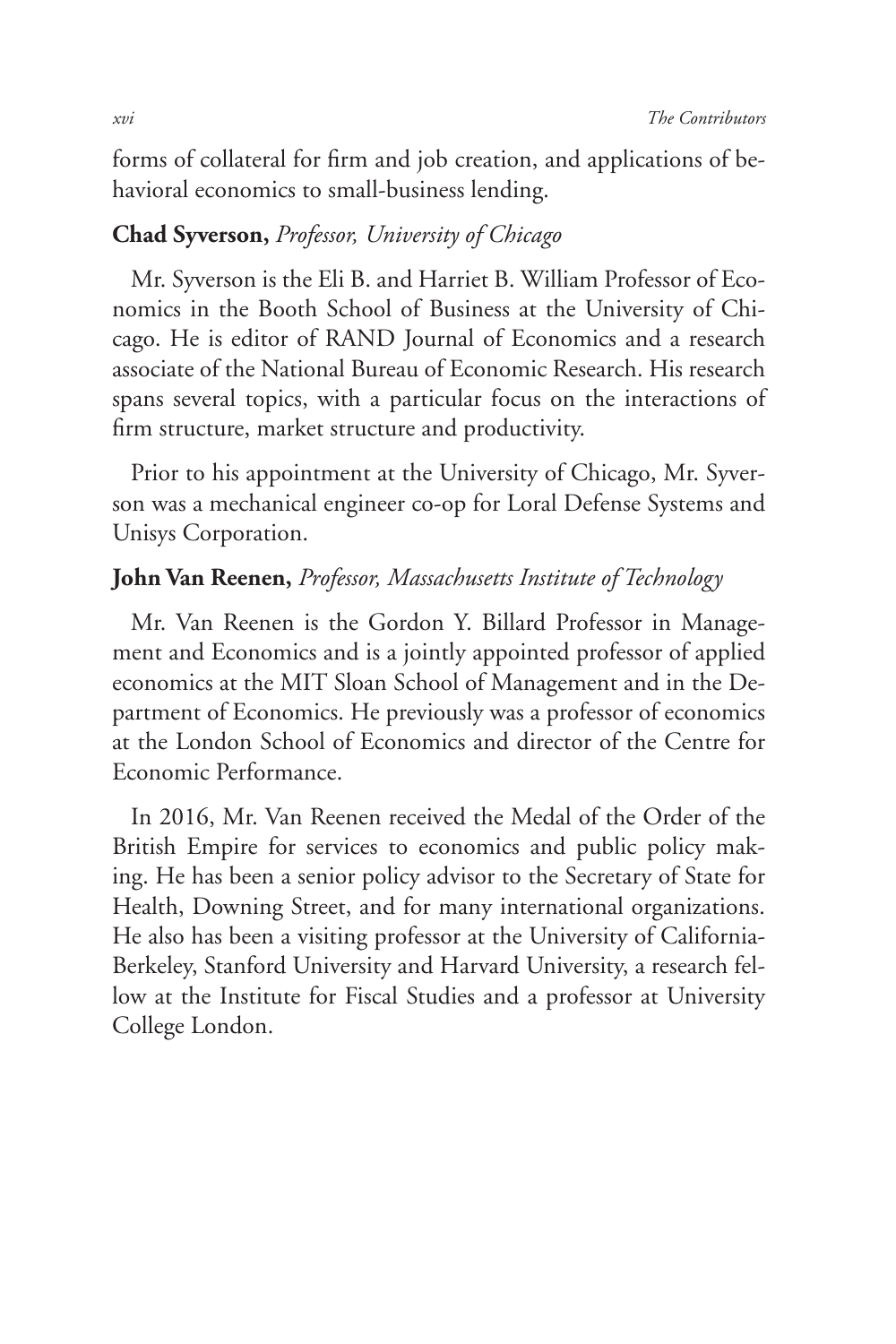forms of collateral for firm and job creation, and applications of behavioral economics to small-business lending.

**Chad Syverson,** *Professor, University of Chicago*

Mr. Syverson is the Eli B. and Harriet B. William Professor of Economics in the Booth School of Business at the University of Chicago. He is editor of RAND Journal of Economics and a research associate of the National Bureau of Economic Research. His research spans several topics, with a particular focus on the interactions of firm structure, market structure and productivity.

Prior to his appointment at the University of Chicago, Mr. Syverson was a mechanical engineer co-op for Loral Defense Systems and Unisys Corporation.

**John Van Reenen,** *Professor, Massachusetts Institute of Technology*

Mr. Van Reenen is the Gordon Y. Billard Professor in Management and Economics and is a jointly appointed professor of applied economics at the MIT Sloan School of Management and in the Department of Economics. He previously was a professor of economics at the London School of Economics and director of the Centre for Economic Performance.

In 2016, Mr. Van Reenen received the Medal of the Order of the British Empire for services to economics and public policy making. He has been a senior policy advisor to the Secretary of State for Health, Downing Street, and for many international organizations. He also has been a visiting professor at the University of California-Berkeley, Stanford University and Harvard University, a research fellow at the Institute for Fiscal Studies and a professor at University College London.